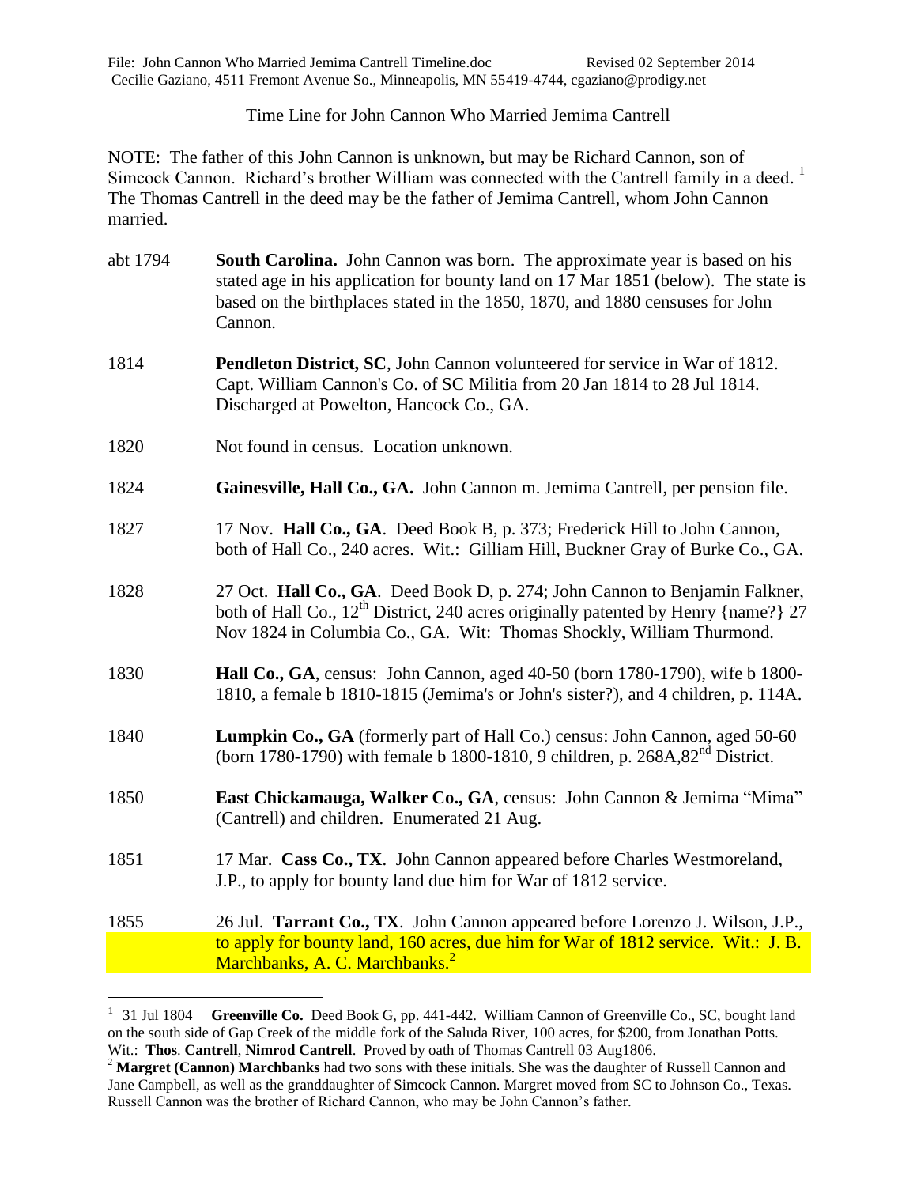File: John Cannon Who Married Jemima Cantrell Timeline.doc Revised 02 September 2014
Cecilie Gaziano, 4511 Fremont Avenue So., Minneapolis, MN 55419-4744, cgaziano@prodigy.net

# Time Line for John Cannon Who Married Jemima Cantrell

NOTE: The father of this John Cannon is unknown, but may be Richard Cannon, son of Simcock Cannon. Richard's brother William was connected with the Cantrell family in a deed. [1] The Thomas Cantrell in the deed may be the father of Jemima Cantrell, whom John Cannon married.

| | |
|---|---|
| abt 1794 | **South Carolina.** John Cannon was born. The approximate year is based on his stated age in his application for bounty land on 17 Mar 1851 (below). The state is based on the birthplaces stated in the 1850, 1870, and 1880 censuses for John Cannon. |
| 1814 | **Pendleton District, SC**, John Cannon volunteered for service in War of 1812. Capt. William Cannon's Co. of SC Militia from 20 Jan 1814 to 28 Jul 1814. Discharged at Powelton, Hancock Co., GA. |
| 1820 | Not found in census. Location unknown. |
| 1824 | **Gainesville, Hall Co., GA.** John Cannon m. Jemima Cantrell, per pension file. |
| 1827 | 17 Nov. **Hall Co., GA**. Deed Book B, p. 373; Frederick Hill to John Cannon, both of Hall Co., 240 acres. Wit.: Gilliam Hill, Buckner Gray of Burke Co., GA. |
| 1828 | 27 Oct. **Hall Co., GA**. Deed Book D, p. 274; John Cannon to Benjamin Falkner, both of Hall Co., 12th District, 240 acres originally patented by Henry {name?} 27 Nov 1824 in Columbia Co., GA. Wit: Thomas Shockly, William Thurmond. |
| 1830 | **Hall Co., GA**, census: John Cannon, aged 40-50 (born 1780-1790), wife b 1800-1810, a female b 1810-1815 (Jemima's or John's sister?), and 4 children, p. 114A. |
| 1840 | **Lumpkin Co., GA** (formerly part of Hall Co.) census: John Cannon, aged 50-60 (born 1780-1790) with female b 1800-1810, 9 children, p. 268A,82nd District. |
| 1850 | **East Chickamauga, Walker Co., GA**, census: John Cannon & Jemima "Mima" (Cantrell) and children. Enumerated 21 Aug. |
| 1851 | 17 Mar. **Cass Co., TX**. John Cannon appeared before Charles Westmoreland, J.P., to apply for bounty land due him for War of 1812 service. |
| 1855 | 26 Jul. **Tarrant Co., TX**. John Cannon appeared before Lorenzo J. Wilson, J.P., to apply for bounty land, 160 acres, due him for War of 1812 service. Wit.: J. B. Marchbanks, A. C. Marchbanks.[2] |

[1] 31 Jul 1804 **Greenville Co.** Deed Book G, pp. 441-442. William Cannon of Greenville Co., SC, bought land on the south side of Gap Creek of the middle fork of the Saluda River, 100 acres, for $200, from Jonathan Potts. Wit.: **Thos**. **Cantrell**, **Nimrod Cantrell**. Proved by oath of Thomas Cantrell 03 Aug1806.

[2] **Margret (Cannon) Marchbanks** had two sons with these initials. She was the daughter of Russell Cannon and Jane Campbell, as well as the granddaughter of Simcock Cannon. Margret moved from SC to Johnson Co., Texas. Russell Cannon was the brother of Richard Cannon, who may be John Cannon's father.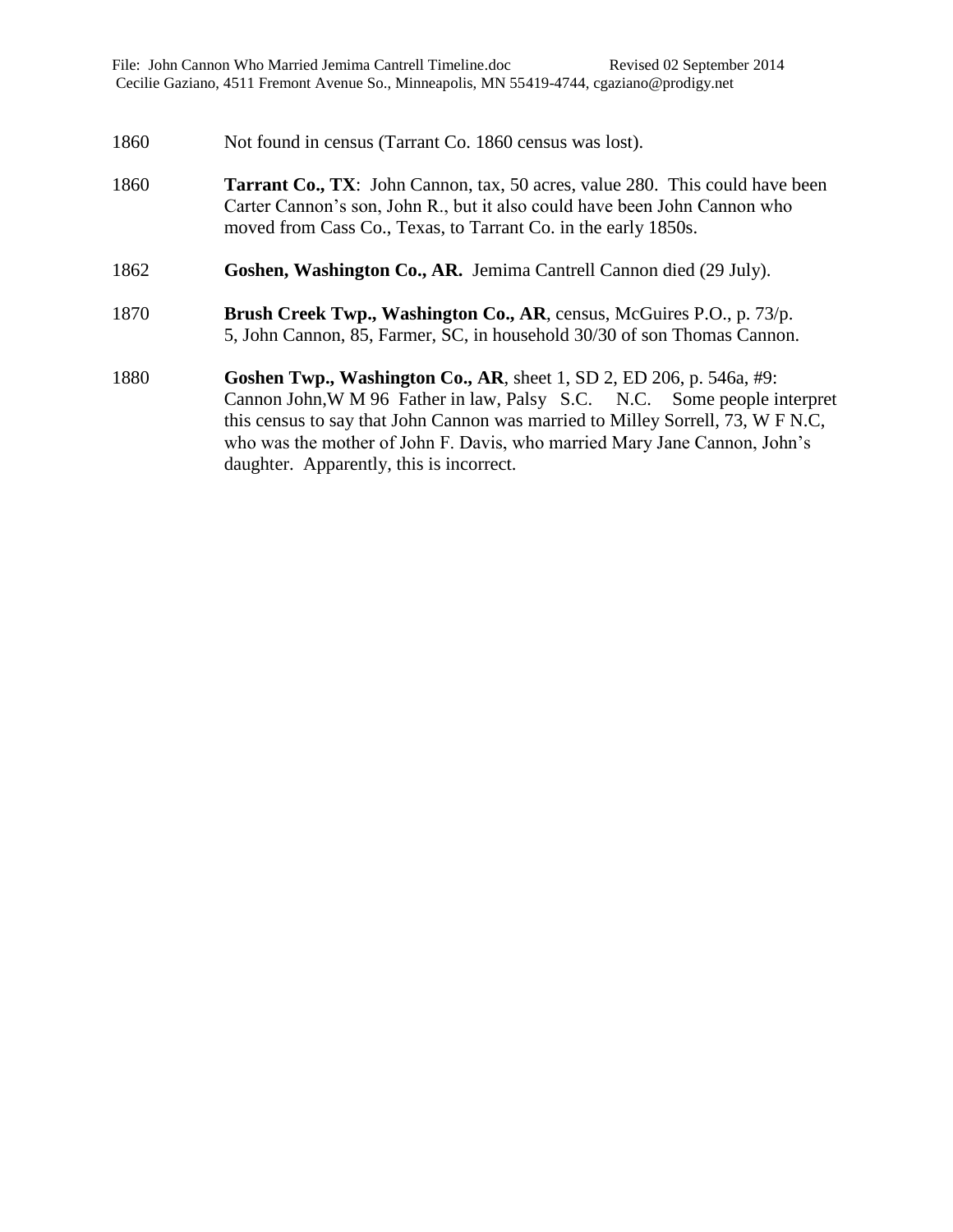| | |
|---|---|
| 1860 | Not found in census (Tarrant Co. 1860 census was lost). |
| 1860 | **Tarrant Co., TX**: John Cannon, tax, 50 acres, value 280. This could have been Carter Cannon's son, John R., but it also could have been John Cannon who moved from Cass Co., Texas, to Tarrant Co. in the early 1850s. |
| 1862 | **Goshen, Washington Co., AR.** Jemima Cantrell Cannon died (29 July). |
| 1870 | **Brush Creek Twp., Washington Co., AR**, census, McGuires P.O., p. 73/p. 5, John Cannon, 85, Farmer, SC, in household 30/30 of son Thomas Cannon. |
| 1880 | **Goshen Twp., Washington Co., AR**, sheet 1, SD 2, ED 206, p. 546a, #9: Cannon John,W M 96 Father in law, Palsy S.C. N.C. Some people interpret this census to say that John Cannon was married to Milley Sorrell, 73, W F N.C, who was the mother of John F. Davis, who married Mary Jane Cannon, John's daughter. Apparently, this is incorrect. |